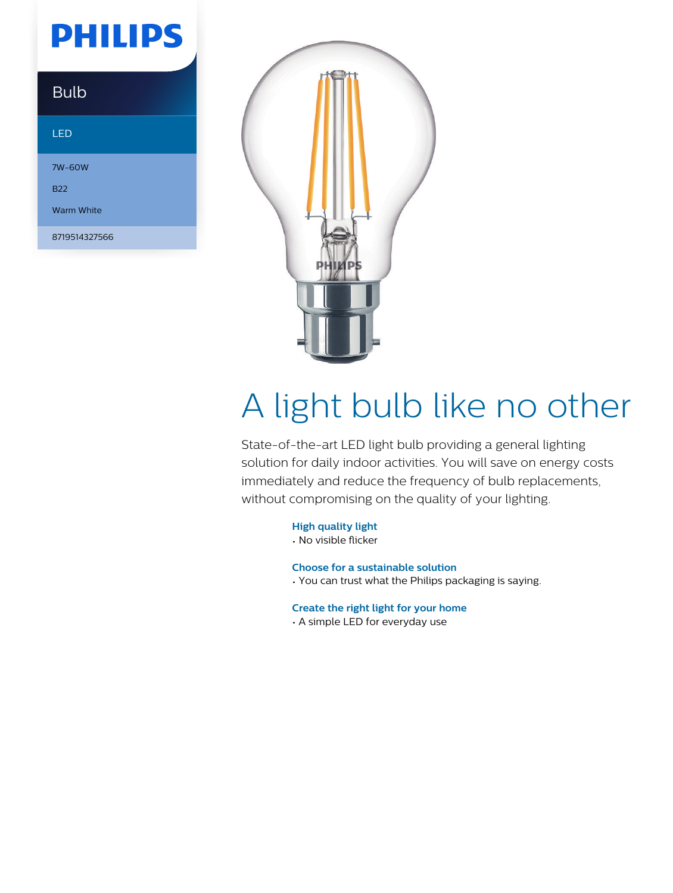PHILIPS

Bulb

LED

7W-60W

B22

Warm White

8719514327566

# A light bulb like no other

State-of-the-art LED light bulb providing a general lighting solution for daily indoor activities. You will save on energy costs immediately and reduce the frequency of bulb replacements, without compromising on the quality of your lighting.

**High quality light**
- No visible flicker

**Choose for a sustainable solution**
- You can trust what the Philips packaging is saying.

**Create the right light for your home**
- A simple LED for everyday use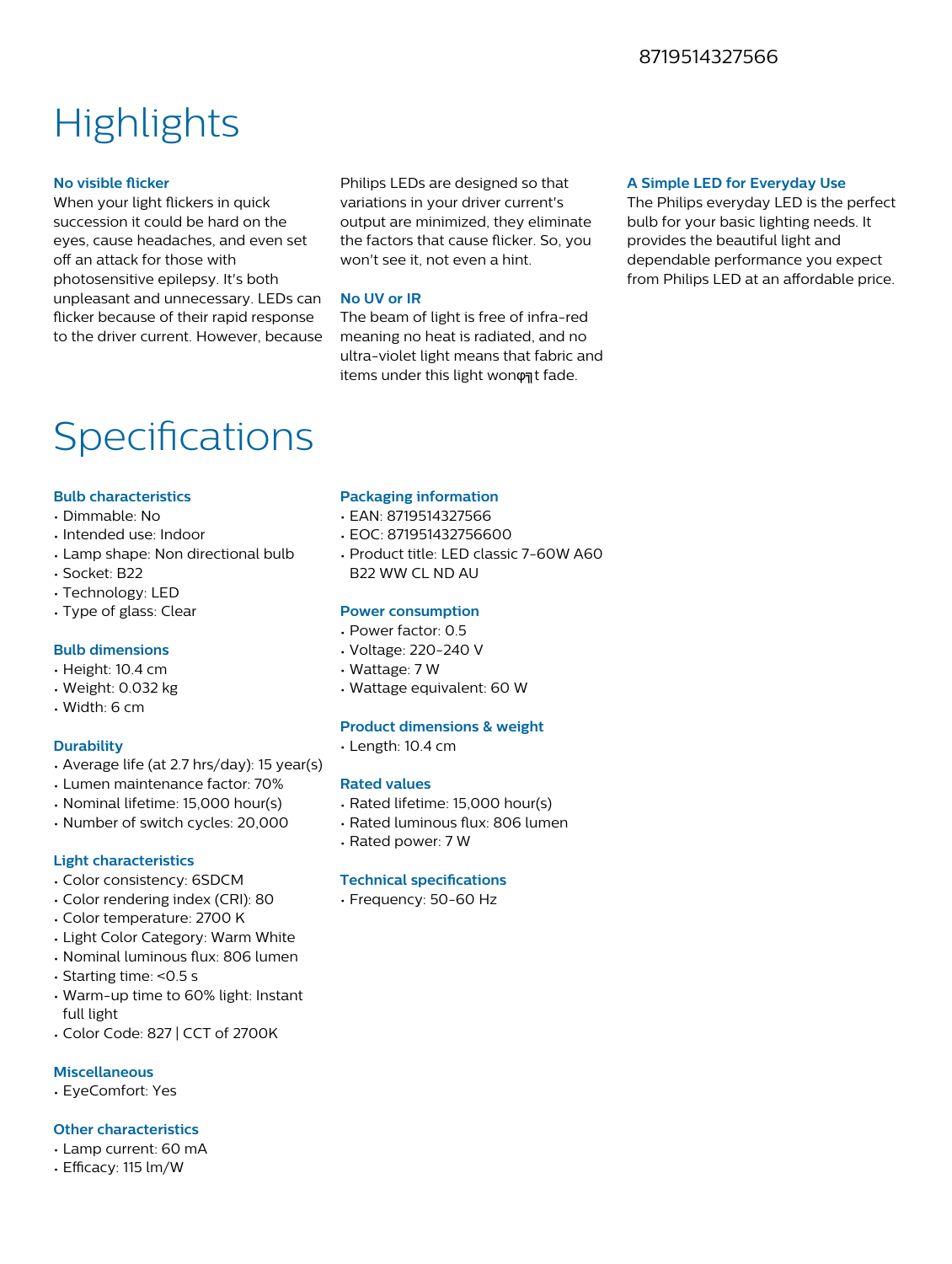8719514327566

# Highlights

### No visible flicker

When your light flickers in quick succession it could be hard on the eyes, cause headaches, and even set off an attack for those with photosensitive epilepsy. It's both unpleasant and unnecessary. LEDs can flicker because of their rapid response to the driver current. However, because Philips LEDs are designed so that variations in your driver current's output are minimized, they eliminate the factors that cause flicker. So, you won't see it, not even a hint.

### No UV or IR

The beam of light is free of infra-red meaning no heat is radiated, and no ultra-violet light means that fabric and items under this light wonφ╖t fade.

### A Simple LED for Everyday Use

The Philips everyday LED is the perfect bulb for your basic lighting needs. It provides the beautiful light and dependable performance you expect from Philips LED at an affordable price.

# Specifications

### Bulb characteristics

- Dimmable: No
- Intended use: Indoor
- Lamp shape: Non directional bulb
- Socket: B22
- Technology: LED
- Type of glass: Clear

### Bulb dimensions

- Height: 10.4 cm
- Weight: 0.032 kg
- Width: 6 cm

### Durability

- Average life (at 2.7 hrs/day): 15 year(s)
- Lumen maintenance factor: 70%
- Nominal lifetime: 15,000 hour(s)
- Number of switch cycles: 20,000

### Light characteristics

- Color consistency: 6SDCM
- Color rendering index (CRI): 80
- Color temperature: 2700 K
- Light Color Category: Warm White
- Nominal luminous flux: 806 lumen
- Starting time: <0.5 s
- Warm-up time to 60% light: Instant full light
- Color Code: 827 | CCT of 2700K

### Miscellaneous

- EyeComfort: Yes

### Other characteristics

- Lamp current: 60 mA
- Efficacy: 115 lm/W

### Packaging information

- EAN: 8719514327566
- EOC: 871951432756600
- Product title: LED classic 7-60W A60 B22 WW CL ND AU

### Power consumption

- Power factor: 0.5
- Voltage: 220-240 V
- Wattage: 7 W
- Wattage equivalent: 60 W

### Product dimensions & weight

- Length: 10.4 cm

### Rated values

- Rated lifetime: 15,000 hour(s)
- Rated luminous flux: 806 lumen
- Rated power: 7 W

### Technical specifications

- Frequency: 50-60 Hz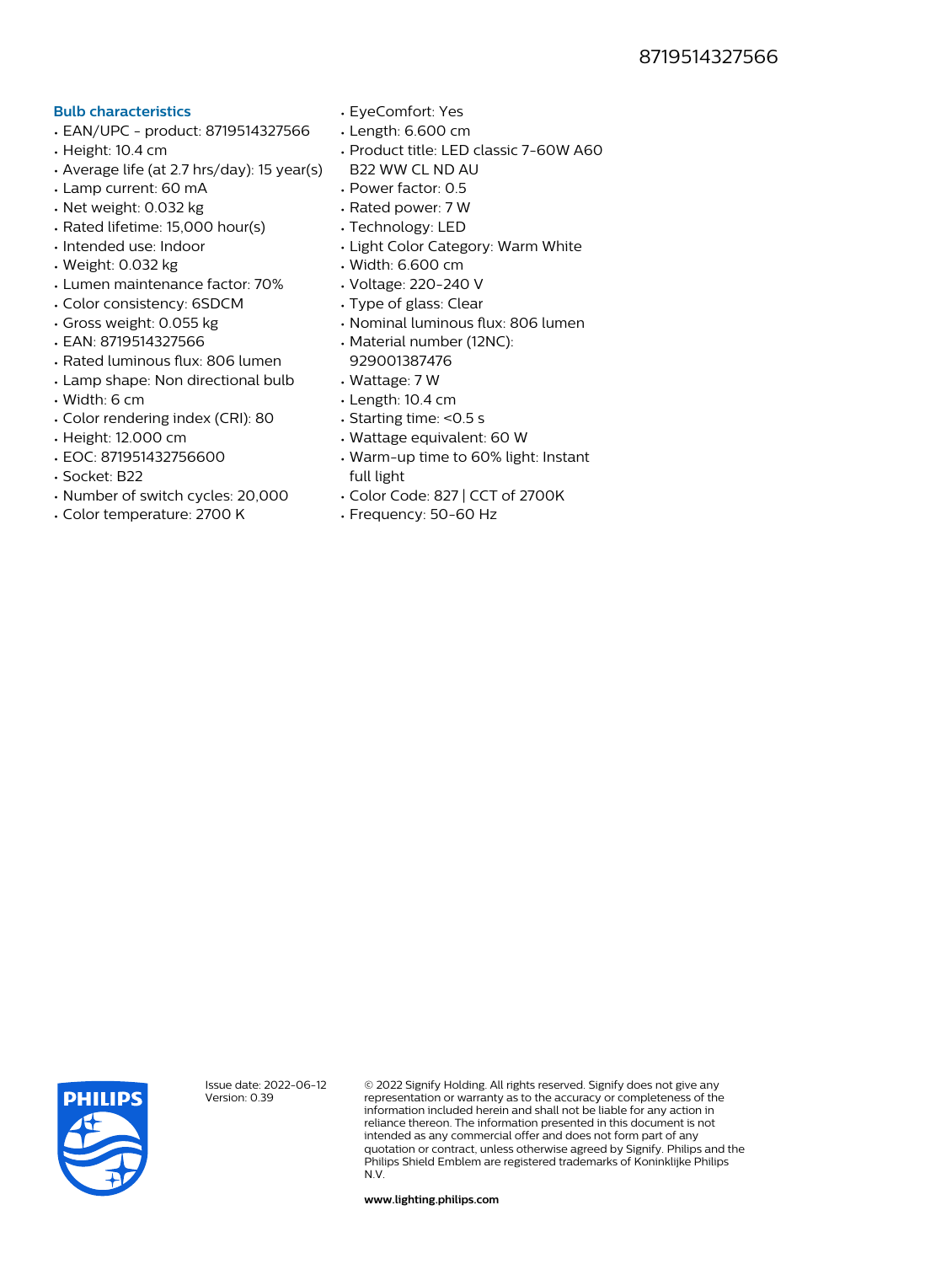## Bulb characteristics

- EAN/UPC - product: 8719514327566
- Height: 10.4 cm
- Average life (at 2.7 hrs/day): 15 year(s)
- Lamp current: 60 mA
- Net weight: 0.032 kg
- Rated lifetime: 15,000 hour(s)
- Intended use: Indoor
- Weight: 0.032 kg
- Lumen maintenance factor: 70%
- Color consistency: 6SDCM
- Gross weight: 0.055 kg
- EAN: 8719514327566
- Rated luminous flux: 806 lumen
- Lamp shape: Non directional bulb
- Width: 6 cm
- Color rendering index (CRI): 80
- Height: 12.000 cm
- EOC: 871951432756600
- Socket: B22
- Number of switch cycles: 20,000
- Color temperature: 2700 K
- EyeComfort: Yes
- Length: 6.600 cm
- Product title: LED classic 7-60W A60 B22 WW CL ND AU
- Power factor: 0.5
- Rated power: 7 W
- Technology: LED
- Light Color Category: Warm White
- Width: 6.600 cm
- Voltage: 220-240 V
- Type of glass: Clear
- Nominal luminous flux: 806 lumen
- Material number (12NC): 929001387476
- Wattage: 7 W
- Length: 10.4 cm
- Starting time: <0.5 s
- Wattage equivalent: 60 W
- Warm-up time to 60% light: Instant full light
- Color Code: 827 | CCT of 2700K
- Frequency: 50-60 Hz

Issue date: 2022-06-12
Version: 0.39

© 2022 Signify Holding. All rights reserved. Signify does not give any representation or warranty as to the accuracy or completeness of the information included herein and shall not be liable for any action in reliance thereon. The information presented in this document is not intended as any commercial offer and does not form part of any quotation or contract, unless otherwise agreed by Signify. Philips and the Philips Shield Emblem are registered trademarks of Koninklijke Philips N.V.

**www.lighting.philips.com**